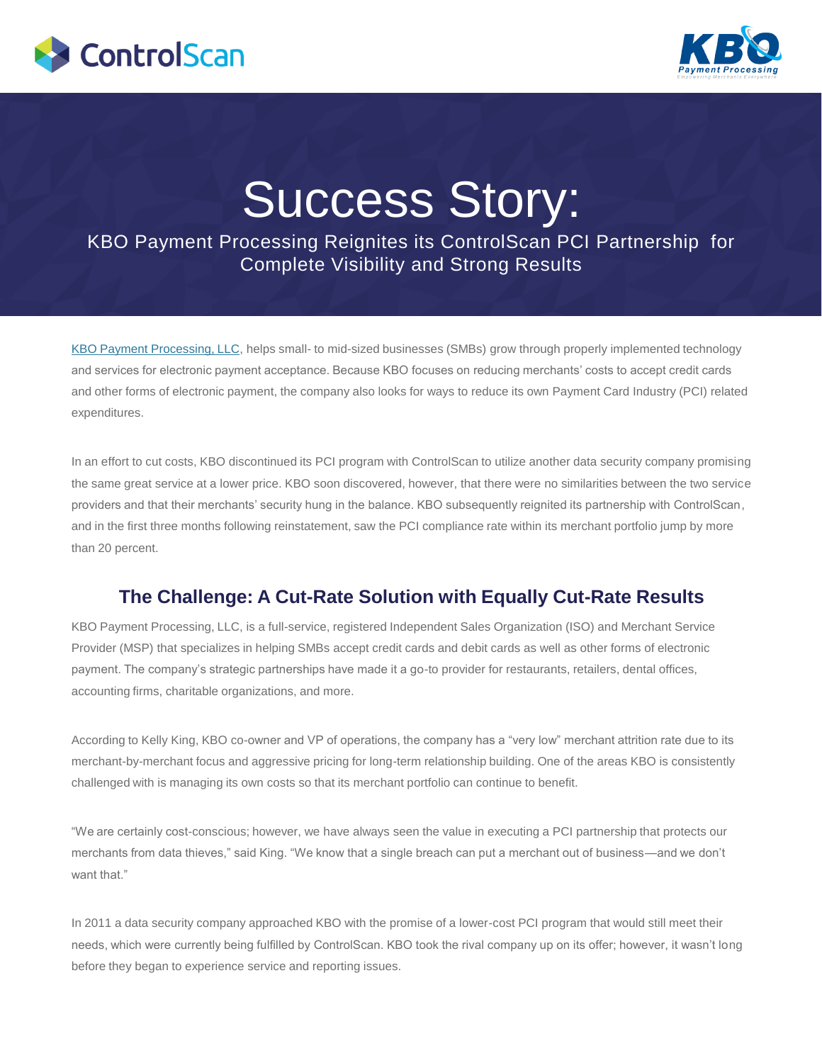# Success Story:

KBO Payment Processing Reignites its ControlScan PCI Partnership for Complete Visibility and Strong Results

[KBO Payment Processing, LLC](), helps small- to mid-sized businesses (SMBs) grow through properly implemented technology and services for electronic payment acceptance. Because KBO focuses on reducing merchants' costs to accept credit cards and other forms of electronic payment, the company also looks for ways to reduce its own Payment Card Industry (PCI) related expenditures.

In an effort to cut costs, KBO discontinued its PCI program with ControlScan to utilize another data security company promising the same great service at a lower price. KBO soon discovered, however, that there were no similarities between the two service providers and that their merchants' security hung in the balance. KBO subsequently reignited its partnership with ControlScan, and in the first three months following reinstatement, saw the PCI compliance rate within its merchant portfolio jump by more than 20 percent.

## The Challenge: A Cut-Rate Solution with Equally Cut-Rate Results

KBO Payment Processing, LLC, is a full-service, registered Independent Sales Organization (ISO) and Merchant Service Provider (MSP) that specializes in helping SMBs accept credit cards and debit cards as well as other forms of electronic payment. The company's strategic partnerships have made it a go-to provider for restaurants, retailers, dental offices, accounting firms, charitable organizations, and more.

According to Kelly King, KBO co-owner and VP of operations, the company has a "very low" merchant attrition rate due to its merchant-by-merchant focus and aggressive pricing for long-term relationship building. One of the areas KBO is consistently challenged with is managing its own costs so that its merchant portfolio can continue to benefit.

"We are certainly cost-conscious; however, we have always seen the value in executing a PCI partnership that protects our merchants from data thieves," said King. "We know that a single breach can put a merchant out of business—and we don't want that."

In 2011 a data security company approached KBO with the promise of a lower-cost PCI program that would still meet their needs, which were currently being fulfilled by ControlScan. KBO took the rival company up on its offer; however, it wasn't long before they began to experience service and reporting issues.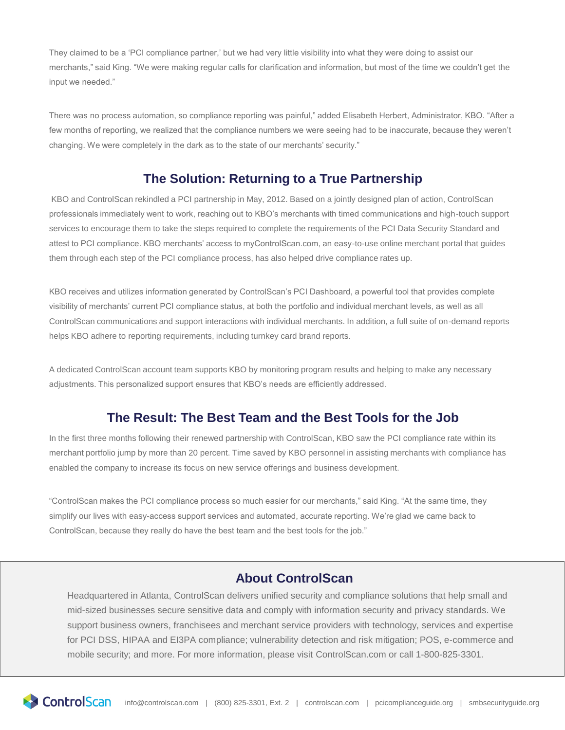They claimed to be a 'PCI compliance partner,' but we had very little visibility into what they were doing to assist our merchants," said King. "We were making regular calls for clarification and information, but most of the time we couldn't get the input we needed."

There was no process automation, so compliance reporting was painful," added Elisabeth Herbert, Administrator, KBO. "After a few months of reporting, we realized that the compliance numbers we were seeing had to be inaccurate, because they weren't changing. We were completely in the dark as to the state of our merchants' security."

## The Solution: Returning to a True Partnership

KBO and ControlScan rekindled a PCI partnership in May, 2012. Based on a jointly designed plan of action, ControlScan professionals immediately went to work, reaching out to KBO's merchants with timed communications and high-touch support services to encourage them to take the steps required to complete the requirements of the PCI Data Security Standard and attest to PCI compliance. KBO merchants' access to myControlScan.com, an easy-to-use online merchant portal that guides them through each step of the PCI compliance process, has also helped drive compliance rates up.

KBO receives and utilizes information generated by ControlScan's PCI Dashboard, a powerful tool that provides complete visibility of merchants' current PCI compliance status, at both the portfolio and individual merchant levels, as well as all ControlScan communications and support interactions with individual merchants. In addition, a full suite of on-demand reports helps KBO adhere to reporting requirements, including turnkey card brand reports.

A dedicated ControlScan account team supports KBO by monitoring program results and helping to make any necessary adjustments. This personalized support ensures that KBO's needs are efficiently addressed.

## The Result: The Best Team and the Best Tools for the Job

In the first three months following their renewed partnership with ControlScan, KBO saw the PCI compliance rate within its merchant portfolio jump by more than 20 percent. Time saved by KBO personnel in assisting merchants with compliance has enabled the company to increase its focus on new service offerings and business development.

"ControlScan makes the PCI compliance process so much easier for our merchants," said King. "At the same time, they simplify our lives with easy-access support services and automated, accurate reporting. We're glad we came back to ControlScan, because they really do have the best team and the best tools for the job."

## About ControlScan

Headquartered in Atlanta, ControlScan delivers unified security and compliance solutions that help small and mid-sized businesses secure sensitive data and comply with information security and privacy standards. We support business owners, franchisees and merchant service providers with technology, services and expertise for PCI DSS, HIPAA and EI3PA compliance; vulnerability detection and risk mitigation; POS, e-commerce and mobile security; and more. For more information, please visit ControlScan.com or call 1-800-825-3301.

ControlScan info@controlscan.com | (800) 825-3301, Ext. 2 | controlscan.com | pcicomplianceguide.org | smbsecurityguide.org